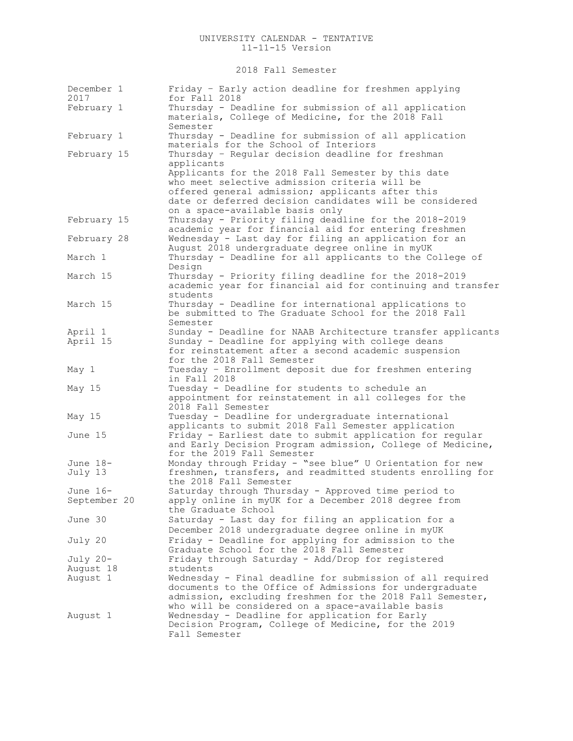# UNIVERSITY CALENDAR - TENTATIVE

11-11-15 Version

## 2018 Fall Semester

| Date | Event |
|---|---|
| December 1 2017 | Friday – Early action deadline for freshmen applying for Fall 2018 |
| February 1 | Thursday - Deadline for submission of all application materials, College of Medicine, for the 2018 Fall Semester |
| February 1 | Thursday - Deadline for submission of all application materials for the School of Interiors |
| February 15 | Thursday – Regular decision deadline for freshman applicants<br>Applicants for the 2018 Fall Semester by this date who meet selective admission criteria will be offered general admission; applicants after this date or deferred decision candidates will be considered on a space-available basis only |
| February 15 | Thursday - Priority filing deadline for the 2018-2019 academic year for financial aid for entering freshmen |
| February 28 | Wednesday - Last day for filing an application for an August 2018 undergraduate degree online in myUK |
| March 1 | Thursday - Deadline for all applicants to the College of Design |
| March 15 | Thursday - Priority filing deadline for the 2018-2019 academic year for financial aid for continuing and transfer students |
| March 15 | Thursday - Deadline for international applications to be submitted to The Graduate School for the 2018 Fall Semester |
| April 1 | Sunday - Deadline for NAAB Architecture transfer applicants |
| April 15 | Sunday - Deadline for applying with college deans for reinstatement after a second academic suspension for the 2018 Fall Semester |
| May 1 | Tuesday – Enrollment deposit due for freshmen entering in Fall 2018 |
| May 15 | Tuesday - Deadline for students to schedule an appointment for reinstatement in all colleges for the 2018 Fall Semester |
| May 15 | Tuesday - Deadline for undergraduate international applicants to submit 2018 Fall Semester application |
| June 15 | Friday - Earliest date to submit application for regular and Early Decision Program admission, College of Medicine, for the 2019 Fall Semester |
| June 18-July 13 | Monday through Friday - "see blue" U Orientation for new freshmen, transfers, and readmitted students enrolling for the 2018 Fall Semester |
| June 16-September 20 | Saturday through Thursday - Approved time period to apply online in myUK for a December 2018 degree from the Graduate School |
| June 30 | Saturday - Last day for filing an application for a December 2018 undergraduate degree online in myUK |
| July 20 | Friday - Deadline for applying for admission to the Graduate School for the 2018 Fall Semester |
| July 20-August 18 | Friday through Saturday - Add/Drop for registered students |
| August 1 | Wednesday - Final deadline for submission of all required documents to the Office of Admissions for undergraduate admission, excluding freshmen for the 2018 Fall Semester, who will be considered on a space-available basis |
| August 1 | Wednesday - Deadline for application for Early Decision Program, College of Medicine, for the 2019 Fall Semester |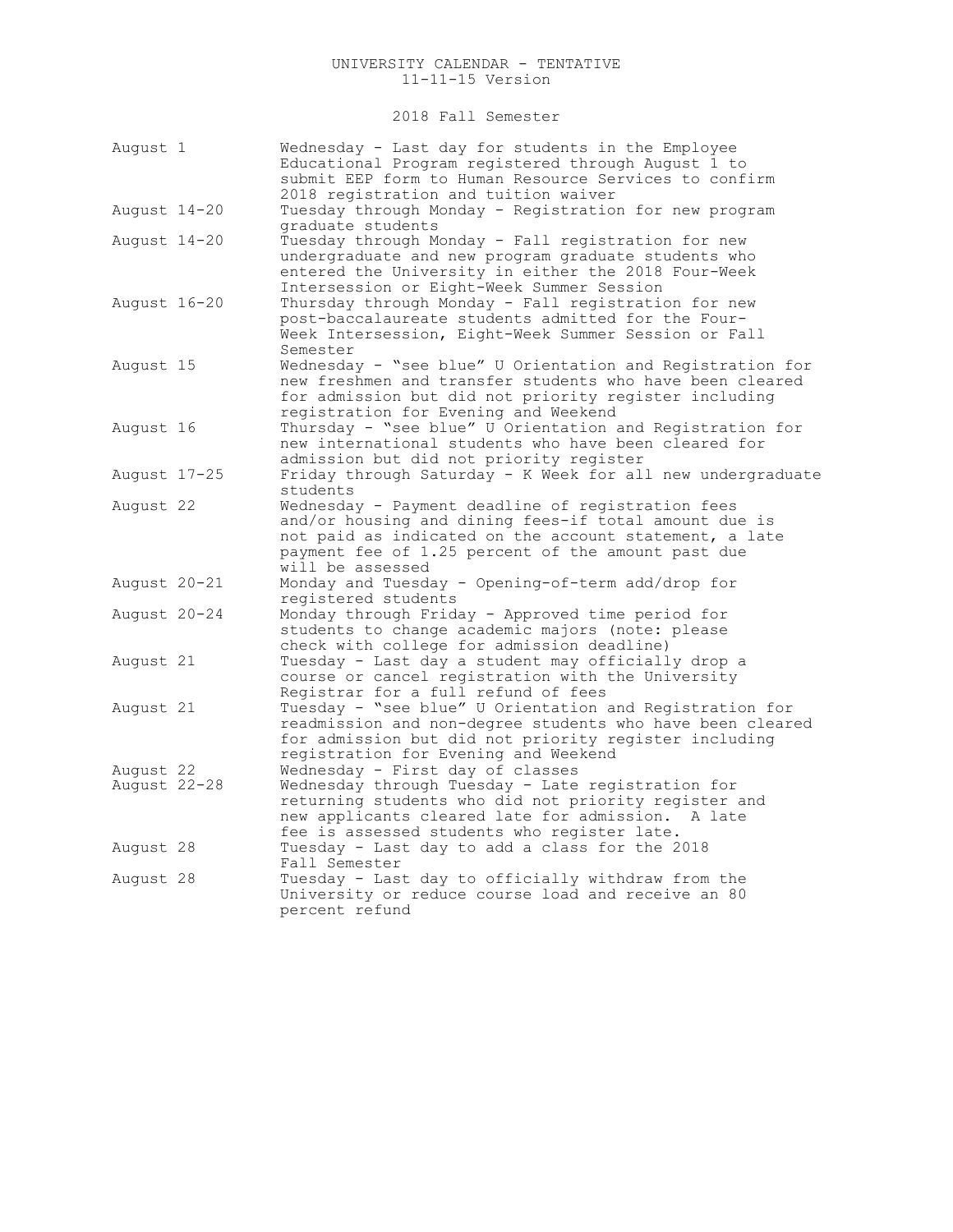UNIVERSITY CALENDAR - TENTATIVE
11-11-15 Version

## 2018 Fall Semester

| | |
|---|---|
| August 1 | Wednesday - Last day for students in the Employee Educational Program registered through August 1 to submit EEP form to Human Resource Services to confirm 2018 registration and tuition waiver |
| August 14-20 | Tuesday through Monday - Registration for new program graduate students |
| August 14-20 | Tuesday through Monday - Fall registration for new undergraduate and new program graduate students who entered the University in either the 2018 Four-Week Intersession or Eight-Week Summer Session |
| August 16-20 | Thursday through Monday - Fall registration for new post-baccalaureate students admitted for the Four-Week Intersession, Eight-Week Summer Session or Fall Semester |
| August 15 | Wednesday - "see blue" U Orientation and Registration for new freshmen and transfer students who have been cleared for admission but did not priority register including registration for Evening and Weekend |
| August 16 | Thursday - "see blue" U Orientation and Registration for new international students who have been cleared for admission but did not priority register |
| August 17-25 | Friday through Saturday - K Week for all new undergraduate students |
| August 22 | Wednesday - Payment deadline of registration fees and/or housing and dining fees-if total amount due is not paid as indicated on the account statement, a late payment fee of 1.25 percent of the amount past due will be assessed |
| August 20-21 | Monday and Tuesday - Opening-of-term add/drop for registered students |
| August 20-24 | Monday through Friday - Approved time period for students to change academic majors (note: please check with college for admission deadline) |
| August 21 | Tuesday - Last day a student may officially drop a course or cancel registration with the University Registrar for a full refund of fees |
| August 21 | Tuesday - "see blue" U Orientation and Registration for readmission and non-degree students who have been cleared for admission but did not priority register including registration for Evening and Weekend |
| August 22 | Wednesday - First day of classes |
| August 22-28 | Wednesday through Tuesday - Late registration for returning students who did not priority register and new applicants cleared late for admission. A late fee is assessed students who register late. |
| August 28 | Tuesday - Last day to add a class for the 2018 Fall Semester |
| August 28 | Tuesday - Last day to officially withdraw from the University or reduce course load and receive an 80 percent refund |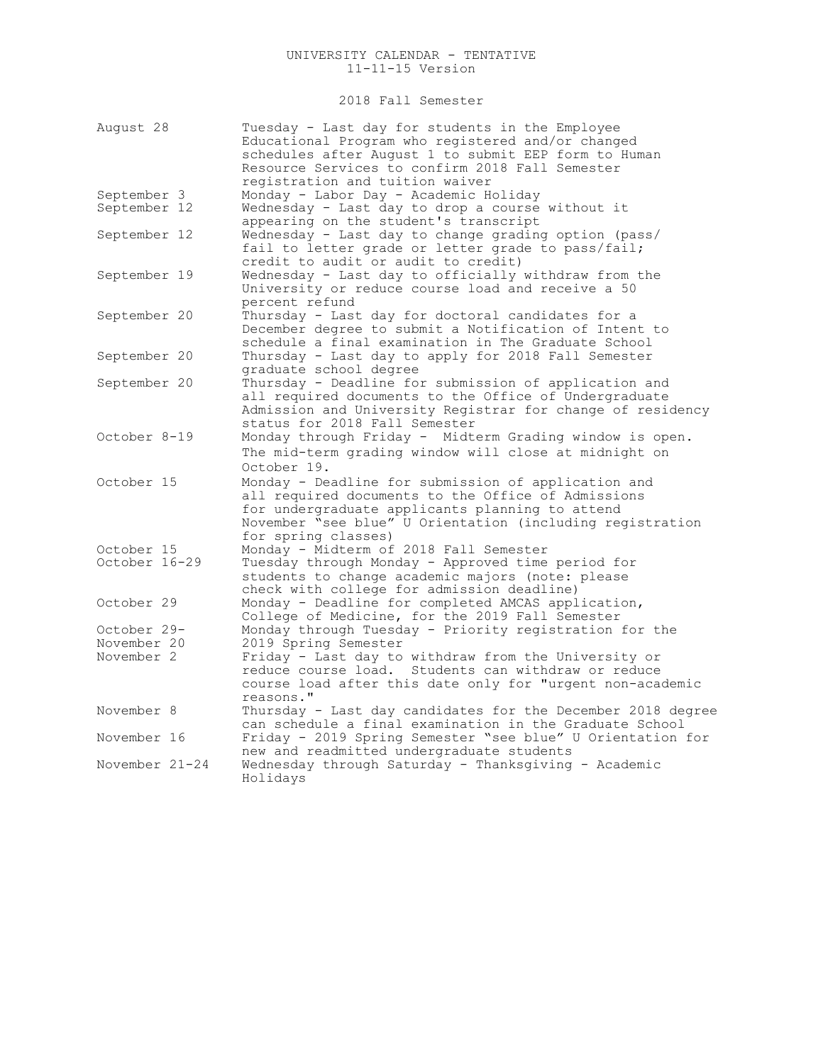# UNIVERSITY CALENDAR - TENTATIVE
11-11-15 Version

## 2018 Fall Semester

| Date | Event |
|---|---|
| August 28 | Tuesday - Last day for students in the Employee Educational Program who registered and/or changed schedules after August 1 to submit EEP form to Human Resource Services to confirm 2018 Fall Semester registration and tuition waiver |
| September 3 | Monday - Labor Day - Academic Holiday |
| September 12 | Wednesday - Last day to drop a course without it appearing on the student's transcript |
| September 12 | Wednesday - Last day to change grading option (pass/fail to letter grade or letter grade to pass/fail; credit to audit or audit to credit) |
| September 19 | Wednesday - Last day to officially withdraw from the University or reduce course load and receive a 50 percent refund |
| September 20 | Thursday - Last day for doctoral candidates for a December degree to submit a Notification of Intent to schedule a final examination in The Graduate School |
| September 20 | Thursday - Last day to apply for 2018 Fall Semester graduate school degree |
| September 20 | Thursday - Deadline for submission of application and all required documents to the Office of Undergraduate Admission and University Registrar for change of residency status for 2018 Fall Semester |
| October 8-19 | Monday through Friday - Midterm Grading window is open. The mid-term grading window will close at midnight on October 19. |
| October 15 | Monday - Deadline for submission of application and all required documents to the Office of Admissions for undergraduate applicants planning to attend November "see blue" U Orientation (including registration for spring classes) |
| October 15 | Monday - Midterm of 2018 Fall Semester |
| October 16-29 | Tuesday through Monday - Approved time period for students to change academic majors (note: please check with college for admission deadline) |
| October 29 | Monday - Deadline for completed AMCAS application, College of Medicine, for the 2019 Fall Semester |
| October 29-November 20 | Monday through Tuesday - Priority registration for the 2019 Spring Semester |
| November 2 | Friday - Last day to withdraw from the University or reduce course load. Students can withdraw or reduce course load after this date only for "urgent non-academic reasons." |
| November 8 | Thursday - Last day candidates for the December 2018 degree can schedule a final examination in the Graduate School |
| November 16 | Friday - 2019 Spring Semester "see blue" U Orientation for new and readmitted undergraduate students |
| November 21-24 | Wednesday through Saturday - Thanksgiving - Academic Holidays |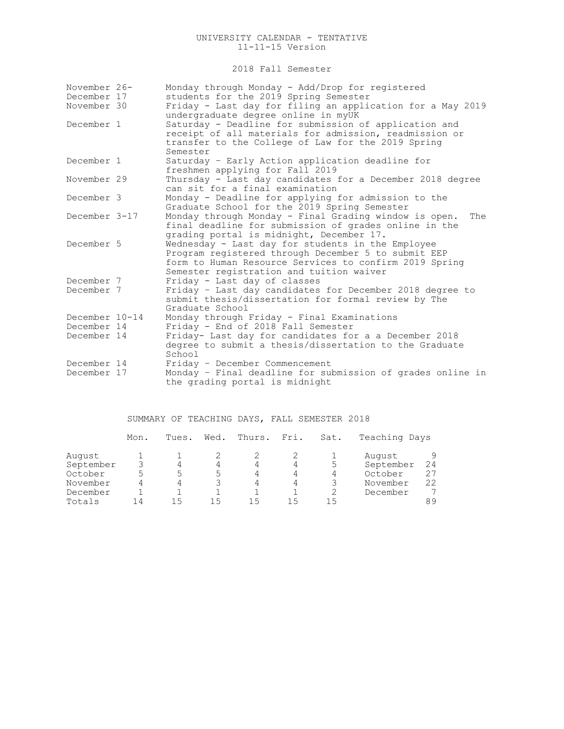UNIVERSITY CALENDAR - TENTATIVE
11-11-15 Version

## 2018 Fall Semester

| | |
|---|---|
| November 26- December 17 | Monday through Monday - Add/Drop for registered students for the 2019 Spring Semester |
| November 30 | Friday - Last day for filing an application for a May 2019 undergraduate degree online in myUK |
| December 1 | Saturday - Deadline for submission of application and receipt of all materials for admission, readmission or transfer to the College of Law for the 2019 Spring Semester |
| December 1 | Saturday – Early Action application deadline for freshmen applying for Fall 2019 |
| November 29 | Thursday - Last day candidates for a December 2018 degree can sit for a final examination |
| December 3 | Monday - Deadline for applying for admission to the Graduate School for the 2019 Spring Semester |
| December 3-17 | Monday through Monday - Final Grading window is open. The final deadline for submission of grades online in the grading portal is midnight, December 17. |
| December 5 | Wednesday - Last day for students in the Employee Program registered through December 5 to submit EEP form to Human Resource Services to confirm 2019 Spring Semester registration and tuition waiver |
| December 7 | Friday - Last day of classes |
| December 7 | Friday – Last day candidates for December 2018 degree to submit thesis/dissertation for formal review by The Graduate School |
| December 10-14 | Monday through Friday - Final Examinations |
| December 14 | Friday - End of 2018 Fall Semester |
| December 14 | Friday- Last day for candidates for a a December 2018 degree to submit a thesis/dissertation to the Graduate School |
| December 14 | Friday – December Commencement |
| December 17 | Monday – Final deadline for submission of grades online in the grading portal is midnight |

## SUMMARY OF TEACHING DAYS, FALL SEMESTER 2018

| | Mon. | Tues. | Wed. | Thurs. | Fri. | Sat. | Teaching Days | |
|---|---|---|---|---|---|---|---|---|
| August | 1 | 1 | 2 | 2 | 2 | 1 | August | 9 |
| September | 3 | 4 | 4 | 4 | 4 | 5 | September | 24 |
| October | 5 | 5 | 5 | 4 | 4 | 4 | October | 27 |
| November | 4 | 4 | 3 | 4 | 4 | 3 | November | 22 |
| December | 1 | 1 | 1 | 1 | 1 | 2 | December | 7 |
| Totals | 14 | 15 | 15 | 15 | 15 | 15 | | 89 |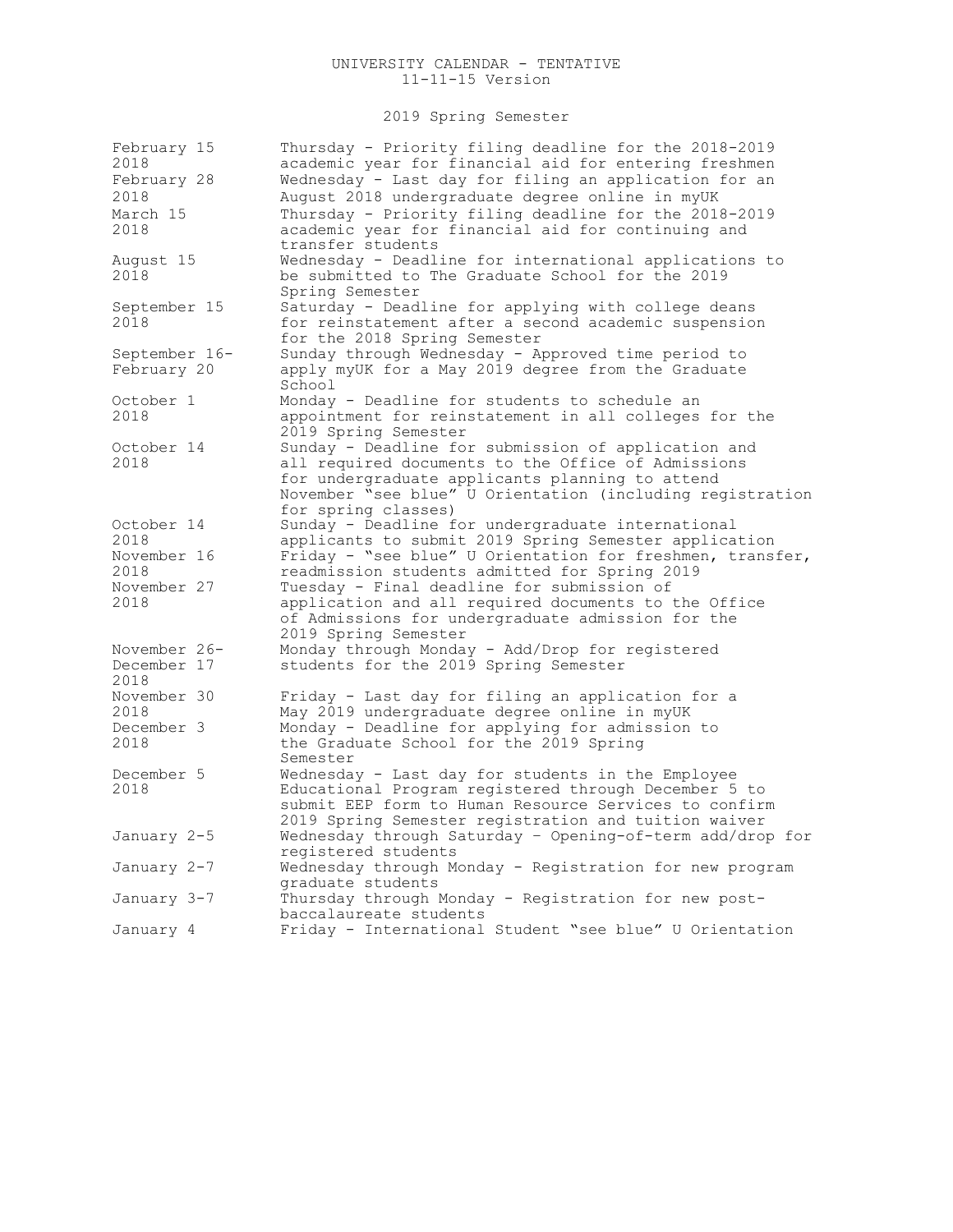# UNIVERSITY CALENDAR - TENTATIVE

11-11-15 Version

## 2019 Spring Semester

| Date | Event |
| --- | --- |
| February 15 2018 | Thursday - Priority filing deadline for the 2018-2019 academic year for financial aid for entering freshmen |
| February 28 2018 | Wednesday - Last day for filing an application for an August 2018 undergraduate degree online in myUK |
| March 15 2018 | Thursday - Priority filing deadline for the 2018-2019 academic year for financial aid for continuing and transfer students |
| August 15 2018 | Wednesday - Deadline for international applications to be submitted to The Graduate School for the 2019 Spring Semester |
| September 15 2018 | Saturday - Deadline for applying with college deans for reinstatement after a second academic suspension for the 2018 Spring Semester |
| September 16-February 20 | Sunday through Wednesday - Approved time period to apply myUK for a May 2019 degree from the Graduate School |
| October 1 2018 | Monday - Deadline for students to schedule an appointment for reinstatement in all colleges for the 2019 Spring Semester |
| October 14 2018 | Sunday - Deadline for submission of application and all required documents to the Office of Admissions for undergraduate applicants planning to attend November "see blue" U Orientation (including registration for spring classes) |
| October 14 2018 | Sunday - Deadline for undergraduate international applicants to submit 2019 Spring Semester application |
| November 16 2018 | Friday - "see blue" U Orientation for freshmen, transfer, readmission students admitted for Spring 2019 |
| November 27 2018 | Tuesday - Final deadline for submission of application and all required documents to the Office of Admissions for undergraduate admission for the 2019 Spring Semester |
| November 26-December 17 2018 | Monday through Monday - Add/Drop for registered students for the 2019 Spring Semester |
| November 30 2018 | Friday - Last day for filing an application for a May 2019 undergraduate degree online in myUK |
| December 3 2018 | Monday - Deadline for applying for admission to the Graduate School for the 2019 Spring Semester |
| December 5 2018 | Wednesday - Last day for students in the Employee Educational Program registered through December 5 to submit EEP form to Human Resource Services to confirm 2019 Spring Semester registration and tuition waiver |
| January 2-5 | Wednesday through Saturday – Opening-of-term add/drop for registered students |
| January 2-7 | Wednesday through Monday - Registration for new program graduate students |
| January 3-7 | Thursday through Monday - Registration for new post-baccalaureate students |
| January 4 | Friday - International Student "see blue" U Orientation |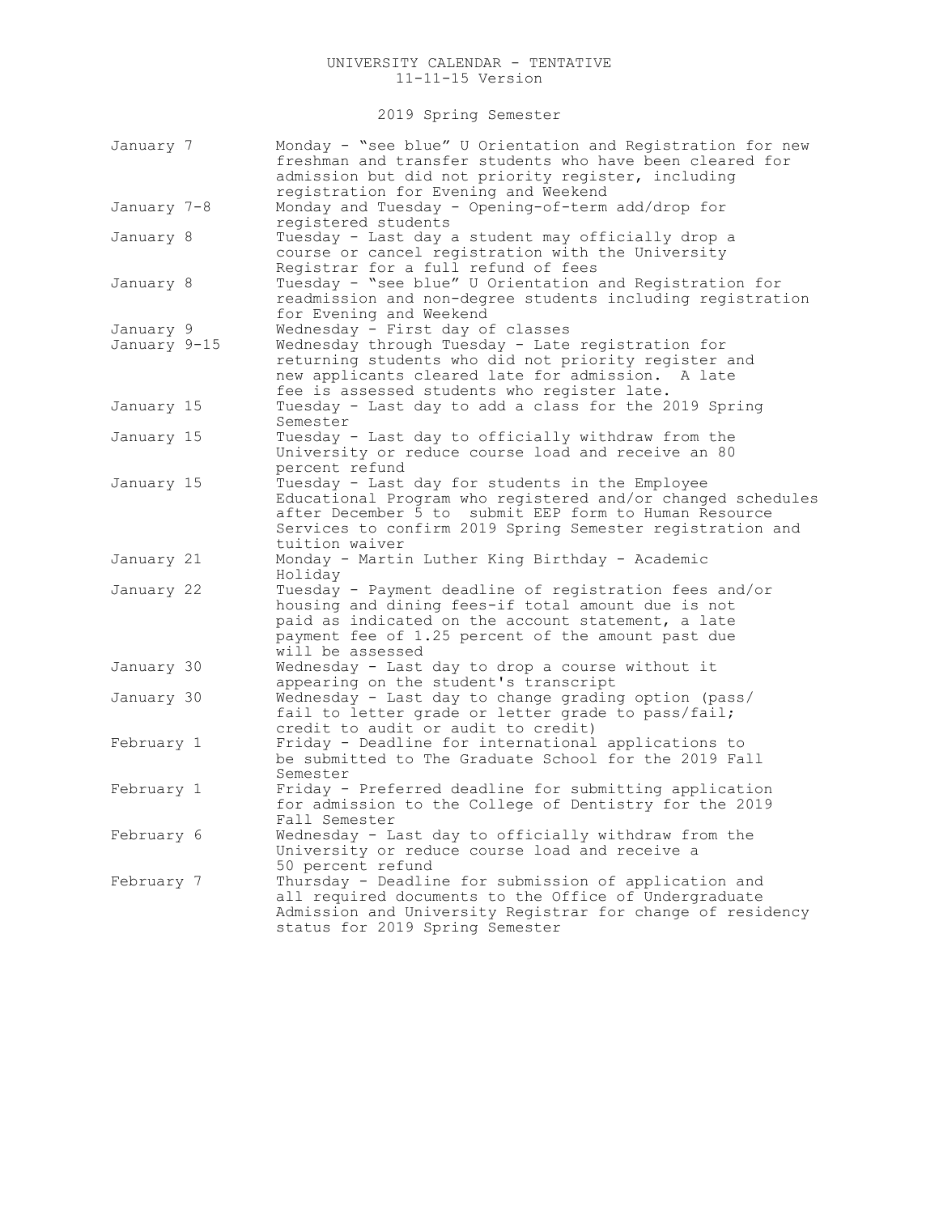UNIVERSITY CALENDAR - TENTATIVE
11-11-15 Version

## 2019 Spring Semester

| Date | Event |
|---|---|
| January 7 | Monday - “see blue” U Orientation and Registration for new freshman and transfer students who have been cleared for admission but did not priority register, including registration for Evening and Weekend |
| January 7-8 | Monday and Tuesday - Opening-of-term add/drop for registered students |
| January 8 | Tuesday - Last day a student may officially drop a course or cancel registration with the University Registrar for a full refund of fees |
| January 8 | Tuesday - “see blue” U Orientation and Registration for readmission and non-degree students including registration for Evening and Weekend |
| January 9 | Wednesday - First day of classes |
| January 9-15 | Wednesday through Tuesday - Late registration for returning students who did not priority register and new applicants cleared late for admission. A late fee is assessed students who register late. |
| January 15 | Tuesday - Last day to add a class for the 2019 Spring Semester |
| January 15 | Tuesday - Last day to officially withdraw from the University or reduce course load and receive an 80 percent refund |
| January 15 | Tuesday - Last day for students in the Employee Educational Program who registered and/or changed schedules after December 5 to submit EEP form to Human Resource Services to confirm 2019 Spring Semester registration and tuition waiver |
| January 21 | Monday - Martin Luther King Birthday - Academic Holiday |
| January 22 | Tuesday - Payment deadline of registration fees and/or housing and dining fees-if total amount due is not paid as indicated on the account statement, a late payment fee of 1.25 percent of the amount past due will be assessed |
| January 30 | Wednesday - Last day to drop a course without it appearing on the student's transcript |
| January 30 | Wednesday - Last day to change grading option (pass/fail to letter grade or letter grade to pass/fail; credit to audit or audit to credit) |
| February 1 | Friday - Deadline for international applications to be submitted to The Graduate School for the 2019 Fall Semester |
| February 1 | Friday - Preferred deadline for submitting application for admission to the College of Dentistry for the 2019 Fall Semester |
| February 6 | Wednesday - Last day to officially withdraw from the University or reduce course load and receive a 50 percent refund |
| February 7 | Thursday - Deadline for submission of application and all required documents to the Office of Undergraduate Admission and University Registrar for change of residency status for 2019 Spring Semester |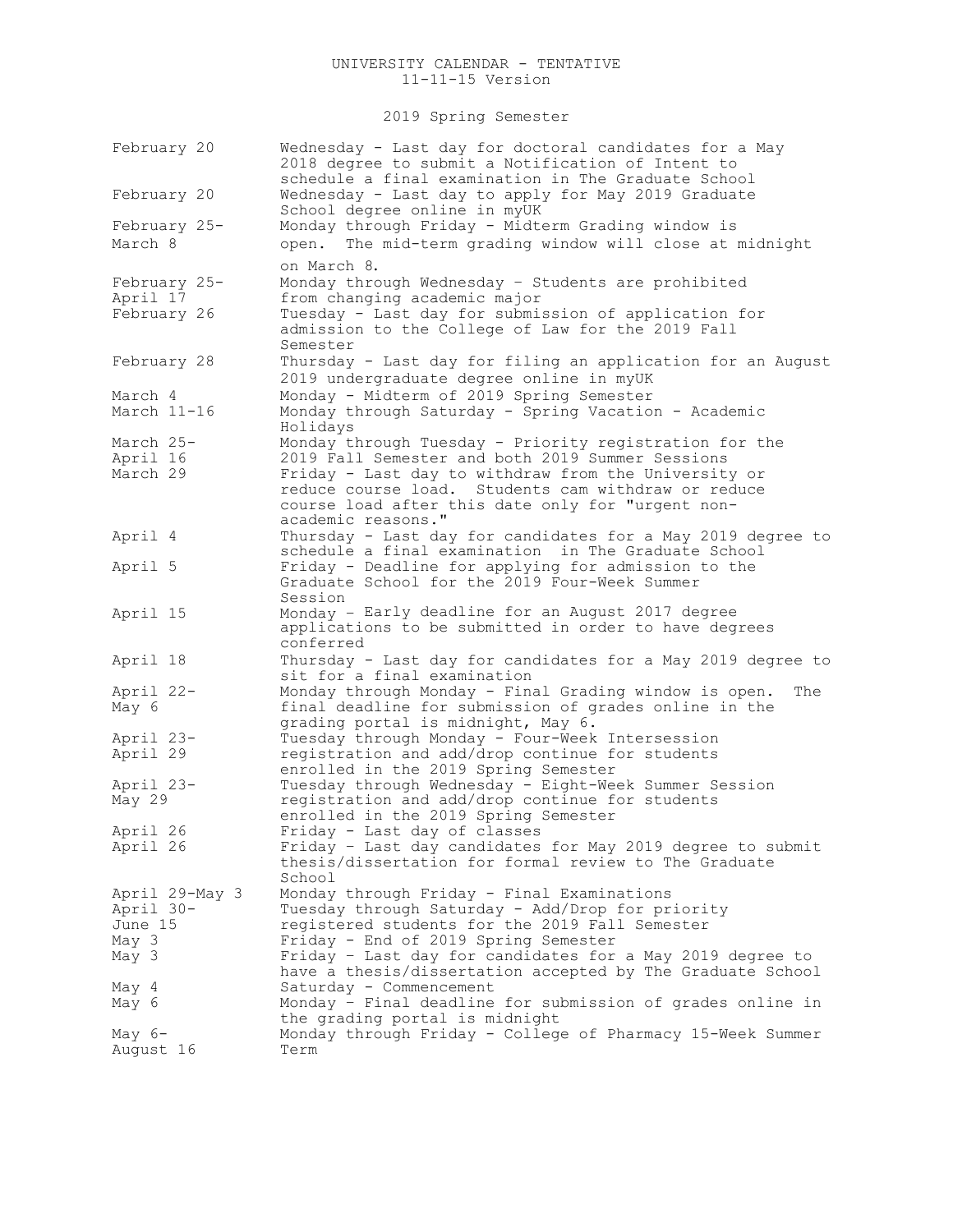UNIVERSITY CALENDAR - TENTATIVE
11-11-15 Version

## 2019 Spring Semester

| Date | Event |
|---|---|
| February 20 | Wednesday - Last day for doctoral candidates for a May 2018 degree to submit a Notification of Intent to schedule a final examination in The Graduate School |
| February 20 | Wednesday - Last day to apply for May 2019 Graduate School degree online in myUK |
| February 25-March 8 | Monday through Friday - Midterm Grading window is open. The mid-term grading window will close at midnight on March 8. |
| February 25-April 17 | Monday through Wednesday – Students are prohibited from changing academic major |
| February 26 | Tuesday - Last day for submission of application for admission to the College of Law for the 2019 Fall Semester |
| February 28 | Thursday - Last day for filing an application for an August 2019 undergraduate degree online in myUK |
| March 4 | Monday - Midterm of 2019 Spring Semester |
| March 11-16 | Monday through Saturday - Spring Vacation - Academic Holidays |
| March 25-April 16 | Monday through Tuesday - Priority registration for the 2019 Fall Semester and both 2019 Summer Sessions |
| March 29 | Friday - Last day to withdraw from the University or reduce course load. Students cam withdraw or reduce course load after this date only for "urgent non-academic reasons." |
| April 4 | Thursday - Last day for candidates for a May 2019 degree to schedule a final examination in The Graduate School |
| April 5 | Friday - Deadline for applying for admission to the Graduate School for the 2019 Four-Week Summer Session |
| April 15 | Monday – Early deadline for an August 2017 degree applications to be submitted in order to have degrees conferred |
| April 18 | Thursday - Last day for candidates for a May 2019 degree to sit for a final examination |
| April 22-May 6 | Monday through Monday - Final Grading window is open. The final deadline for submission of grades online in the grading portal is midnight, May 6. |
| April 23-April 29 | Tuesday through Monday - Four-Week Intersession registration and add/drop continue for students enrolled in the 2019 Spring Semester |
| April 23-May 29 | Tuesday through Wednesday - Eight-Week Summer Session registration and add/drop continue for students enrolled in the 2019 Spring Semester |
| April 26 | Friday - Last day of classes |
| April 26 | Friday – Last day candidates for May 2019 degree to submit thesis/dissertation for formal review to The Graduate School |
| April 29-May 3 | Monday through Friday - Final Examinations |
| April 30-June 15 | Tuesday through Saturday - Add/Drop for priority registered students for the 2019 Fall Semester |
| May 3 | Friday - End of 2019 Spring Semester |
| May 3 | Friday – Last day for candidates for a May 2019 degree to have a thesis/dissertation accepted by The Graduate School |
| May 4 | Saturday - Commencement |
| May 6 | Monday – Final deadline for submission of grades online in the grading portal is midnight |
| May 6-August 16 | Monday through Friday - College of Pharmacy 15-Week Summer Term |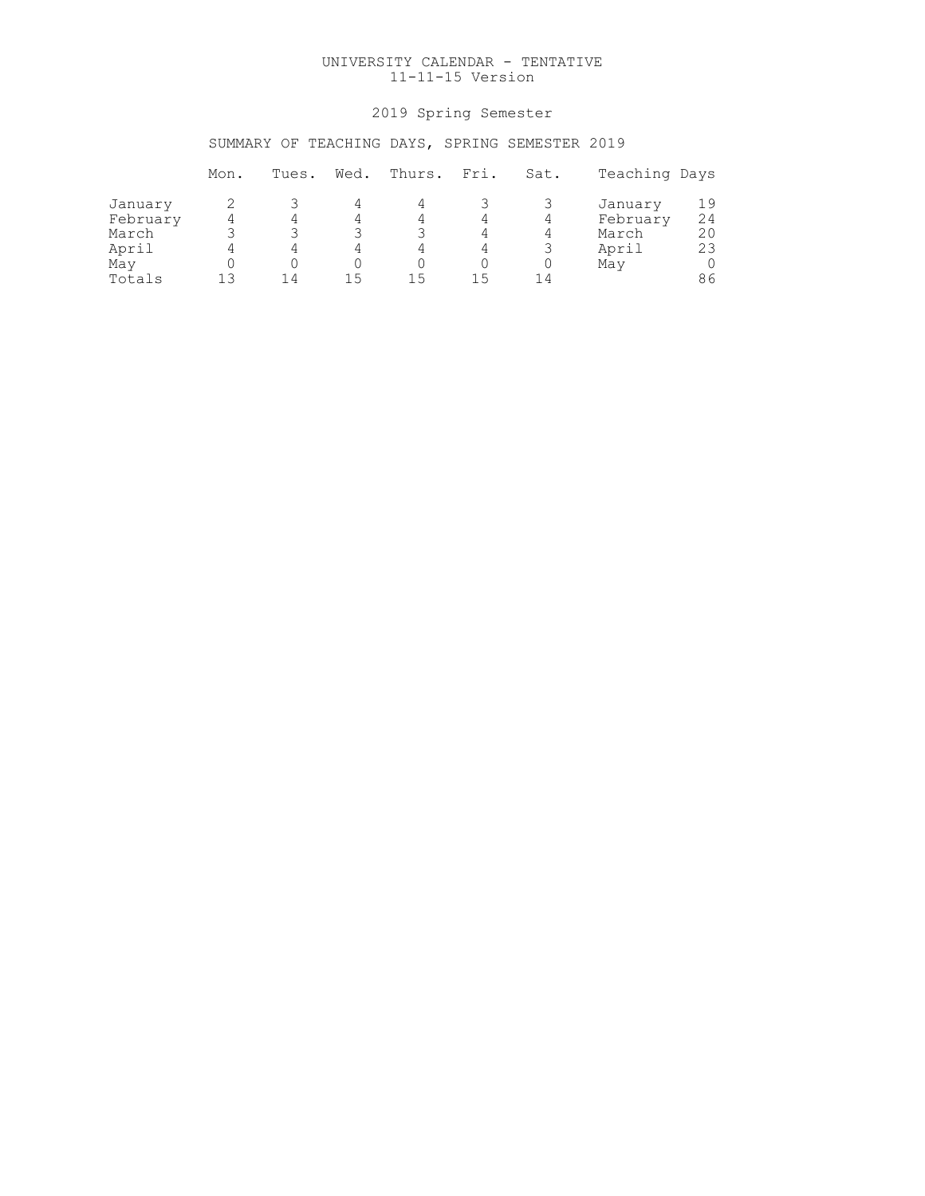UNIVERSITY CALENDAR - TENTATIVE
11-11-15 Version

2019 Spring Semester

SUMMARY OF TEACHING DAYS, SPRING SEMESTER 2019

| | Mon. | Tues. | Wed. | Thurs. | Fri. | Sat. | Teaching Days | |
|---|---|---|---|---|---|---|---|---|
| January | 2 | 3 | 4 | 4 | 3 | 3 | January | 19 |
| February | 4 | 4 | 4 | 4 | 4 | 4 | February | 24 |
| March | 3 | 3 | 3 | 3 | 4 | 4 | March | 20 |
| April | 4 | 4 | 4 | 4 | 4 | 3 | April | 23 |
| May | 0 | 0 | 0 | 0 | 0 | 0 | May | 0 |
| Totals | 13 | 14 | 15 | 15 | 15 | 14 | | 86 |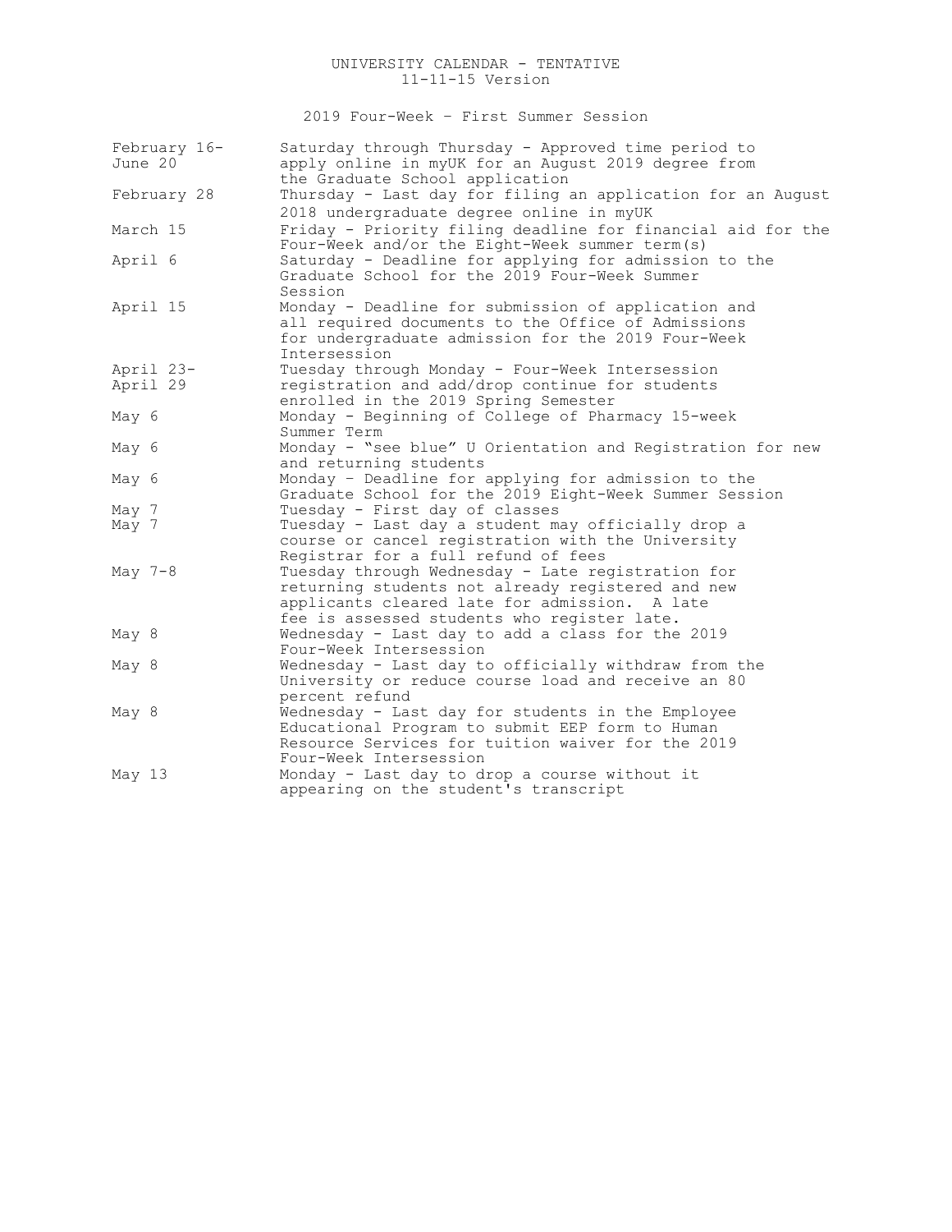UNIVERSITY CALENDAR - TENTATIVE
11-11-15 Version

## 2019 Four-Week – First Summer Session

| Date | Event |
| --- | --- |
| February 16-June 20 | Saturday through Thursday - Approved time period to apply online in myUK for an August 2019 degree from the Graduate School application |
| February 28 | Thursday - Last day for filing an application for an August 2018 undergraduate degree online in myUK |
| March 15 | Friday - Priority filing deadline for financial aid for the Four-Week and/or the Eight-Week summer term(s) |
| April 6 | Saturday - Deadline for applying for admission to the Graduate School for the 2019 Four-Week Summer Session |
| April 15 | Monday - Deadline for submission of application and all required documents to the Office of Admissions for undergraduate admission for the 2019 Four-Week Intersession |
| April 23-April 29 | Tuesday through Monday - Four-Week Intersession registration and add/drop continue for students enrolled in the 2019 Spring Semester |
| May 6 | Monday - Beginning of College of Pharmacy 15-week Summer Term |
| May 6 | Monday - "see blue" U Orientation and Registration for new and returning students |
| May 6 | Monday – Deadline for applying for admission to the Graduate School for the 2019 Eight-Week Summer Session |
| May 7 | Tuesday - First day of classes |
| May 7 | Tuesday - Last day a student may officially drop a course or cancel registration with the University Registrar for a full refund of fees |
| May 7-8 | Tuesday through Wednesday - Late registration for returning students not already registered and new applicants cleared late for admission. A late fee is assessed students who register late. |
| May 8 | Wednesday - Last day to add a class for the 2019 Four-Week Intersession |
| May 8 | Wednesday - Last day to officially withdraw from the University or reduce course load and receive an 80 percent refund |
| May 8 | Wednesday - Last day for students in the Employee Educational Program to submit EEP form to Human Resource Services for tuition waiver for the 2019 Four-Week Intersession |
| May 13 | Monday - Last day to drop a course without it appearing on the student's transcript |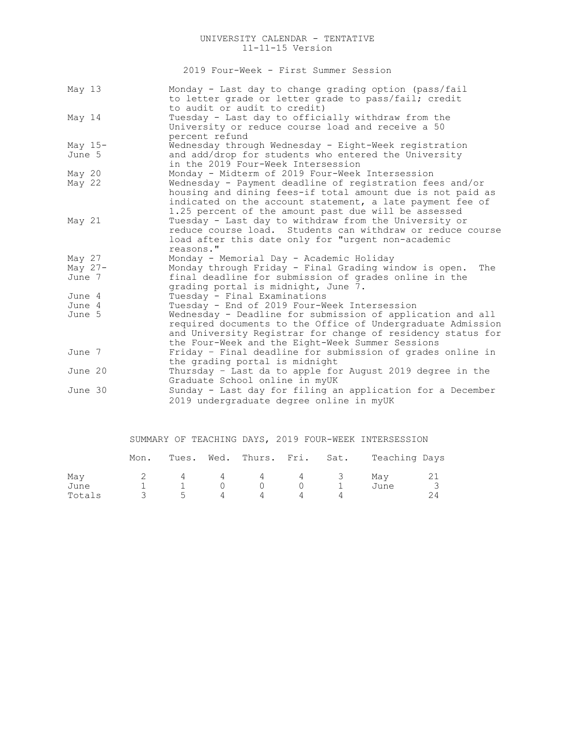UNIVERSITY CALENDAR - TENTATIVE
11-11-15 Version

## 2019 Four-Week - First Summer Session

| Date | Event |
|---|---|
| May 13 | Monday - Last day to change grading option (pass/fail to letter grade or letter grade to pass/fail; credit to audit or audit to credit) |
| May 14 | Tuesday - Last day to officially withdraw from the University or reduce course load and receive a 50 percent refund |
| May 15-June 5 | Wednesday through Wednesday - Eight-Week registration and add/drop for students who entered the University in the 2019 Four-Week Intersession |
| May 20 | Monday - Midterm of 2019 Four-Week Intersession |
| May 22 | Wednesday - Payment deadline of registration fees and/or housing and dining fees-if total amount due is not paid as indicated on the account statement, a late payment fee of 1.25 percent of the amount past due will be assessed |
| May 21 | Tuesday - Last day to withdraw from the University or reduce course load. Students can withdraw or reduce course load after this date only for "urgent non-academic reasons." |
| May 27 | Monday - Memorial Day - Academic Holiday |
| May 27-June 7 | Monday through Friday - Final Grading window is open. The final deadline for submission of grades online in the grading portal is midnight, June 7. |
| June 4 | Tuesday - Final Examinations |
| June 4 | Tuesday - End of 2019 Four-Week Intersession |
| June 5 | Wednesday - Deadline for submission of application and all required documents to the Office of Undergraduate Admission and University Registrar for change of residency status for the Four-Week and the Eight-Week Summer Sessions |
| June 7 | Friday – Final deadline for submission of grades online in the grading portal is midnight |
| June 20 | Thursday – Last da to apple for August 2019 degree in the Graduate School online in myUK |
| June 30 | Sunday - Last day for filing an application for a December 2019 undergraduate degree online in myUK |

## SUMMARY OF TEACHING DAYS, 2019 FOUR-WEEK INTERSESSION

| | Mon. | Tues. | Wed. | Thurs. | Fri. | Sat. | Teaching Days | |
|---|---|---|---|---|---|---|---|---|
| May | 2 | 4 | 4 | 4 | 4 | 3 | May | 21 |
| June | 1 | 1 | 0 | 0 | 0 | 1 | June | 3 |
| Totals | 3 | 5 | 4 | 4 | 4 | 4 | | 24 |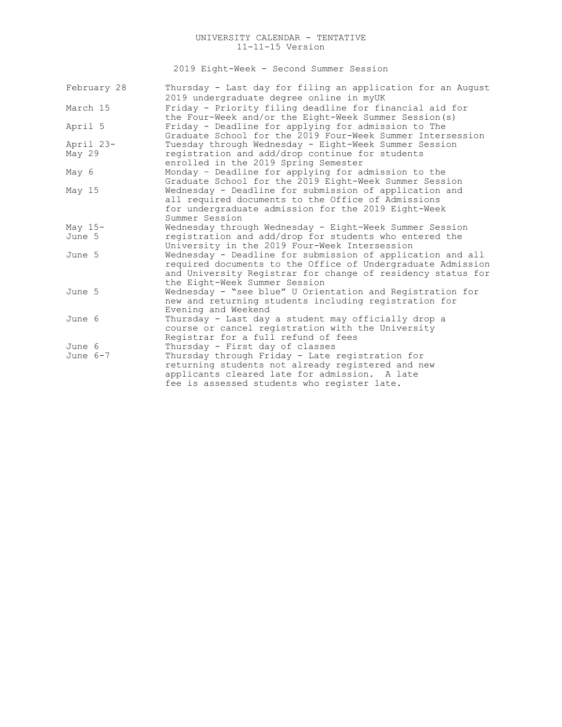UNIVERSITY CALENDAR - TENTATIVE
11-11-15 Version

## 2019 Eight-Week - Second Summer Session

| Date | Event |
|---|---|
| February 28 | Thursday - Last day for filing an application for an August 2019 undergraduate degree online in myUK |
| March 15 | Friday - Priority filing deadline for financial aid for the Four-Week and/or the Eight-Week Summer Session(s) |
| April 5 | Friday - Deadline for applying for admission to The Graduate School for the 2019 Four-Week Summer Intersession |
| April 23-May 29 | Tuesday through Wednesday - Eight-Week Summer Session registration and add/drop continue for students enrolled in the 2019 Spring Semester |
| May 6 | Monday – Deadline for applying for admission to the Graduate School for the 2019 Eight-Week Summer Session |
| May 15 | Wednesday - Deadline for submission of application and all required documents to the Office of Admissions for undergraduate admission for the 2019 Eight-Week Summer Session |
| May 15-June 5 | Wednesday through Wednesday - Eight-Week Summer Session registration and add/drop for students who entered the University in the 2019 Four-Week Intersession |
| June 5 | Wednesday - Deadline for submission of application and all required documents to the Office of Undergraduate Admission and University Registrar for change of residency status for the Eight-Week Summer Session |
| June 5 | Wednesday - "see blue" U Orientation and Registration for new and returning students including registration for Evening and Weekend |
| June 6 | Thursday - Last day a student may officially drop a course or cancel registration with the University Registrar for a full refund of fees |
| June 6 | Thursday - First day of classes |
| June 6-7 | Thursday through Friday - Late registration for returning students not already registered and new applicants cleared late for admission. A late fee is assessed students who register late. |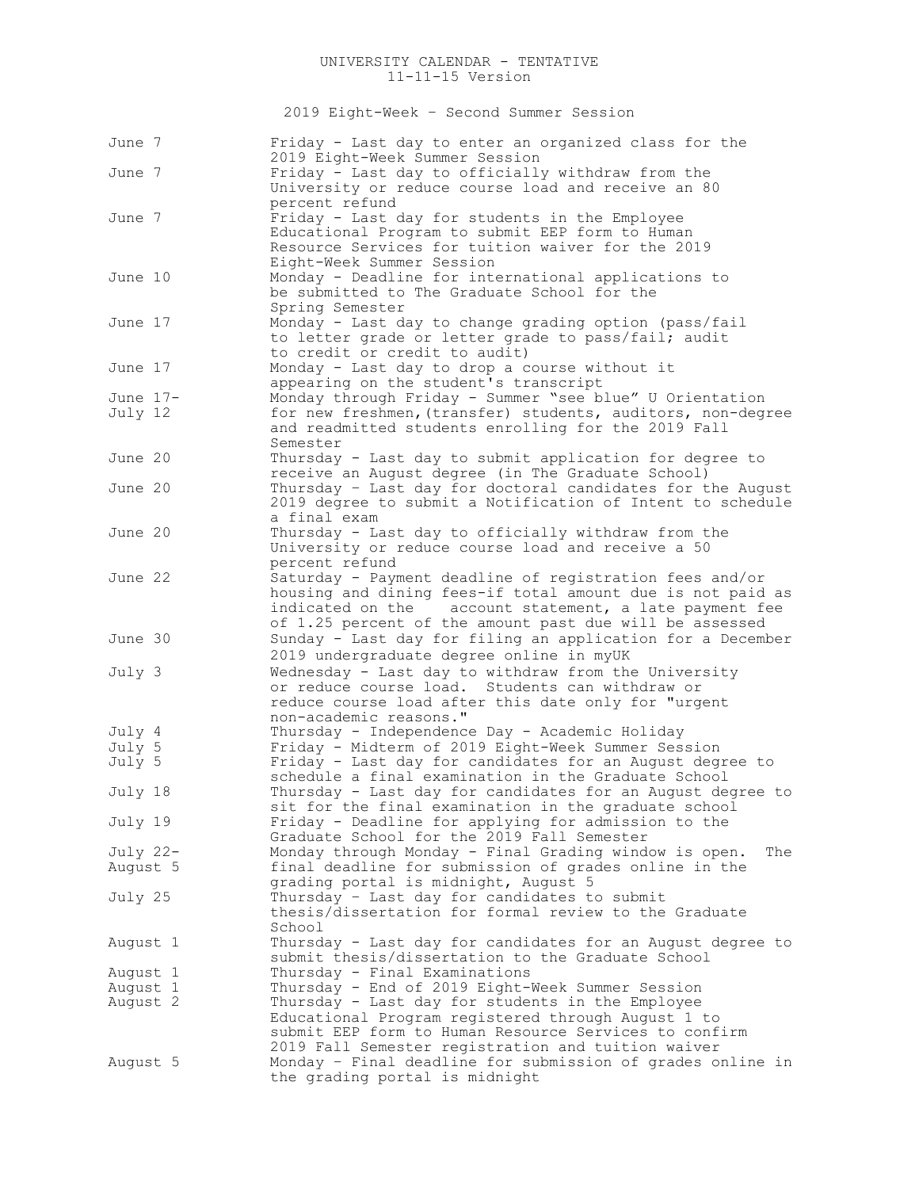# UNIVERSITY CALENDAR - TENTATIVE

11-11-15 Version

## 2019 Eight-Week – Second Summer Session

| Date | Event |
|---|---|
| June 7 | Friday - Last day to enter an organized class for the 2019 Eight-Week Summer Session |
| June 7 | Friday - Last day to officially withdraw from the University or reduce course load and receive an 80 percent refund |
| June 7 | Friday - Last day for students in the Employee Educational Program to submit EEP form to Human Resource Services for tuition waiver for the 2019 Eight-Week Summer Session |
| June 10 | Monday - Deadline for international applications to be submitted to The Graduate School for the Spring Semester |
| June 17 | Monday - Last day to change grading option (pass/fail to letter grade or letter grade to pass/fail; audit to credit or credit to audit) |
| June 17 | Monday - Last day to drop a course without it appearing on the student's transcript |
| June 17- July 12 | Monday through Friday - Summer "see blue" U Orientation for new freshmen,(transfer) students, auditors, non-degree and readmitted students enrolling for the 2019 Fall Semester |
| June 20 | Thursday - Last day to submit application for degree to receive an August degree (in The Graduate School) |
| June 20 | Thursday – Last day for doctoral candidates for the August 2019 degree to submit a Notification of Intent to schedule a final exam |
| June 20 | Thursday - Last day to officially withdraw from the University or reduce course load and receive a 50 percent refund |
| June 22 | Saturday - Payment deadline of registration fees and/or housing and dining fees-if total amount due is not paid as indicated on the account statement, a late payment fee of 1.25 percent of the amount past due will be assessed |
| June 30 | Sunday - Last day for filing an application for a December 2019 undergraduate degree online in myUK |
| July 3 | Wednesday - Last day to withdraw from the University or reduce course load. Students can withdraw or reduce course load after this date only for "urgent non-academic reasons." |
| July 4 | Thursday - Independence Day - Academic Holiday |
| July 5 | Friday - Midterm of 2019 Eight-Week Summer Session |
| July 5 | Friday - Last day for candidates for an August degree to schedule a final examination in the Graduate School |
| July 18 | Thursday - Last day for candidates for an August degree to sit for the final examination in the graduate school |
| July 19 | Friday - Deadline for applying for admission to the Graduate School for the 2019 Fall Semester |
| July 22- August 5 | Monday through Monday - Final Grading window is open. The final deadline for submission of grades online in the grading portal is midnight, August 5 |
| July 25 | Thursday – Last day for candidates to submit thesis/dissertation for formal review to the Graduate School |
| August 1 | Thursday - Last day for candidates for an August degree to submit thesis/dissertation to the Graduate School |
| August 1 | Thursday - Final Examinations |
| August 1 | Thursday - End of 2019 Eight-Week Summer Session |
| August 2 | Thursday - Last day for students in the Employee Educational Program registered through August 1 to submit EEP form to Human Resource Services to confirm 2019 Fall Semester registration and tuition waiver |
| August 5 | Monday – Final deadline for submission of grades online in the grading portal is midnight |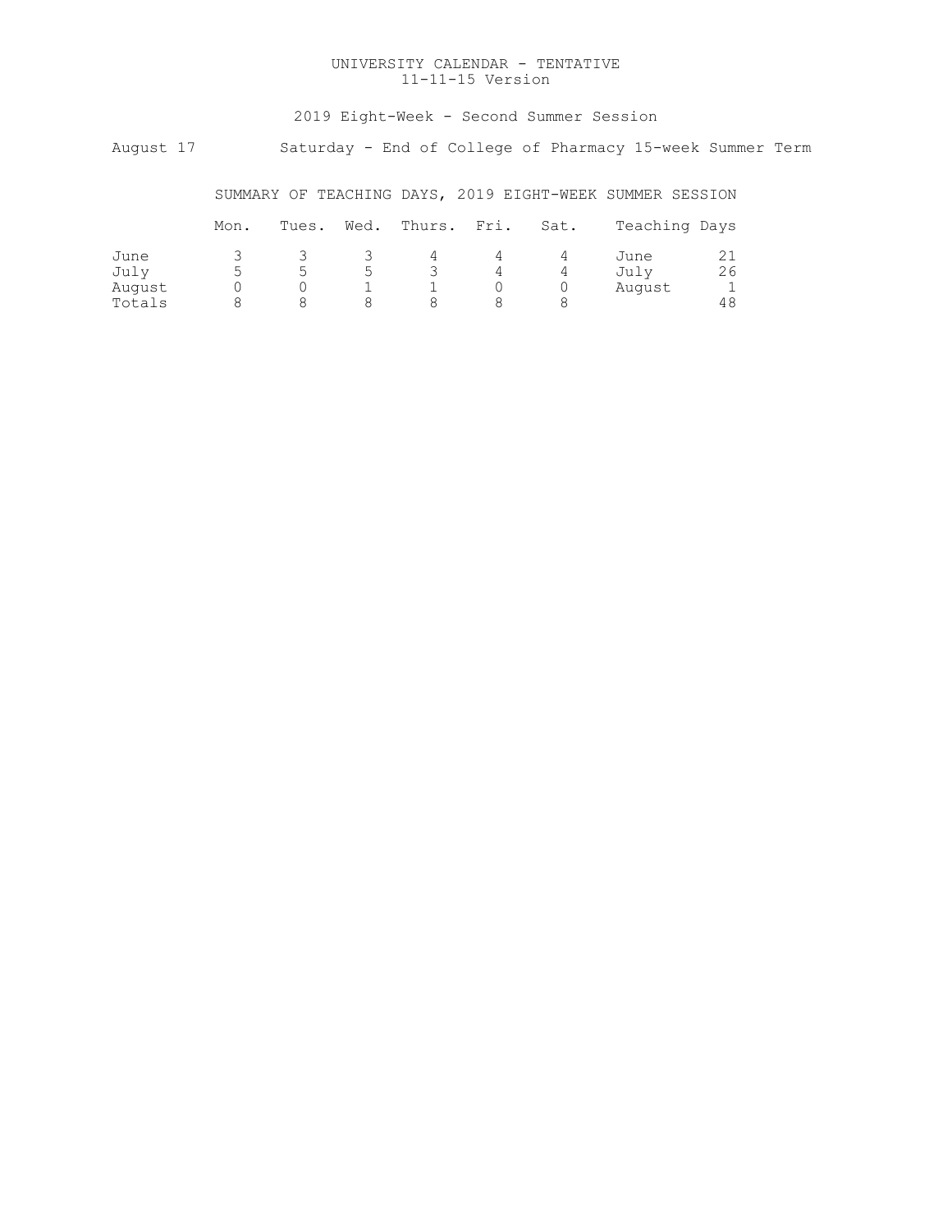# UNIVERSITY CALENDAR - TENTATIVE
11-11-15 Version

## 2019 Eight-Week - Second Summer Session

August 17 Saturday - End of College of Pharmacy 15-week Summer Term

### SUMMARY OF TEACHING DAYS, 2019 EIGHT-WEEK SUMMER SESSION

| | Mon. | Tues. | Wed. | Thurs. | Fri. | Sat. | Teaching Days | |
|---|---|---|---|---|---|---|---|---|
| June | 3 | 3 | 3 | 4 | 4 | 4 | June | 21 |
| July | 5 | 5 | 5 | 3 | 4 | 4 | July | 26 |
| August | 0 | 0 | 1 | 1 | 0 | 0 | August | 1 |
| Totals | 8 | 8 | 8 | 8 | 8 | 8 | | 48 |